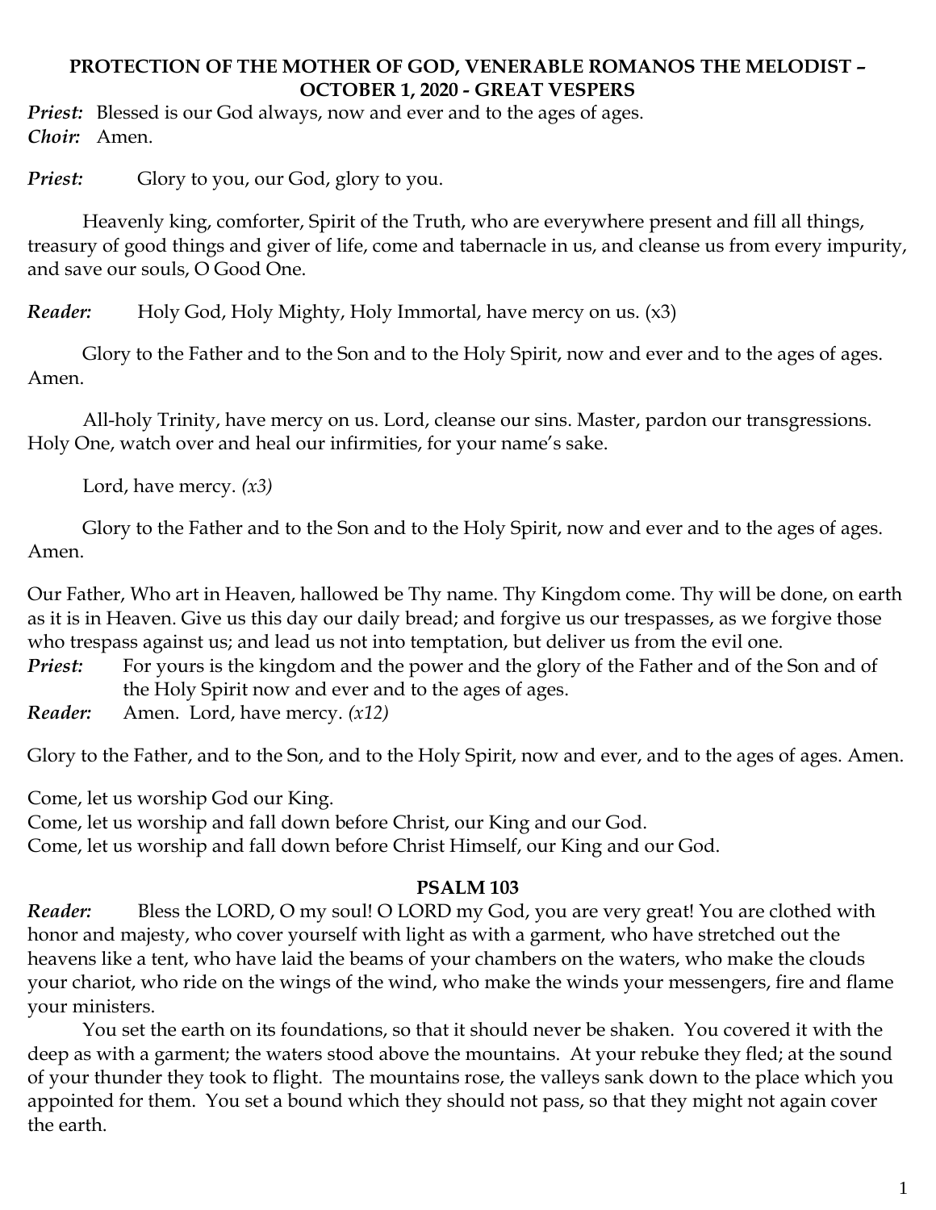# PROTECTION OF THE MOTHER OF GOD, VENERABLE ROMANOS THE MELODIST – OCTOBER 1, 2020 - GREAT VESPERS

***Priest:*** Blessed is our God always, now and ever and to the ages of ages.
***Choir:*** Amen.

***Priest:*** Glory to you, our God, glory to you.

Heavenly king, comforter, Spirit of the Truth, who are everywhere present and fill all things, treasury of good things and giver of life, come and tabernacle in us, and cleanse us from every impurity, and save our souls, O Good One.

***Reader:*** Holy God, Holy Mighty, Holy Immortal, have mercy on us. (x3)

Glory to the Father and to the Son and to the Holy Spirit, now and ever and to the ages of ages. Amen.

All-holy Trinity, have mercy on us. Lord, cleanse our sins. Master, pardon our transgressions. Holy One, watch over and heal our infirmities, for your name's sake.

Lord, have mercy. *(x3)*

Glory to the Father and to the Son and to the Holy Spirit, now and ever and to the ages of ages. Amen.

Our Father, Who art in Heaven, hallowed be Thy name. Thy Kingdom come. Thy will be done, on earth as it is in Heaven. Give us this day our daily bread; and forgive us our trespasses, as we forgive those who trespass against us; and lead us not into temptation, but deliver us from the evil one.

***Priest:*** For yours is the kingdom and the power and the glory of the Father and of the Son and of the Holy Spirit now and ever and to the ages of ages.
***Reader:*** Amen. Lord, have mercy. *(x12)*

Glory to the Father, and to the Son, and to the Holy Spirit, now and ever, and to the ages of ages. Amen.

Come, let us worship God our King.
Come, let us worship and fall down before Christ, our King and our God.
Come, let us worship and fall down before Christ Himself, our King and our God.

## PSALM 103

***Reader:*** Bless the LORD, O my soul! O LORD my God, you are very great! You are clothed with honor and majesty, who cover yourself with light as with a garment, who have stretched out the heavens like a tent, who have laid the beams of your chambers on the waters, who make the clouds your chariot, who ride on the wings of the wind, who make the winds your messengers, fire and flame your ministers.

You set the earth on its foundations, so that it should never be shaken. You covered it with the deep as with a garment; the waters stood above the mountains. At your rebuke they fled; at the sound of your thunder they took to flight. The mountains rose, the valleys sank down to the place which you appointed for them. You set a bound which they should not pass, so that they might not again cover the earth.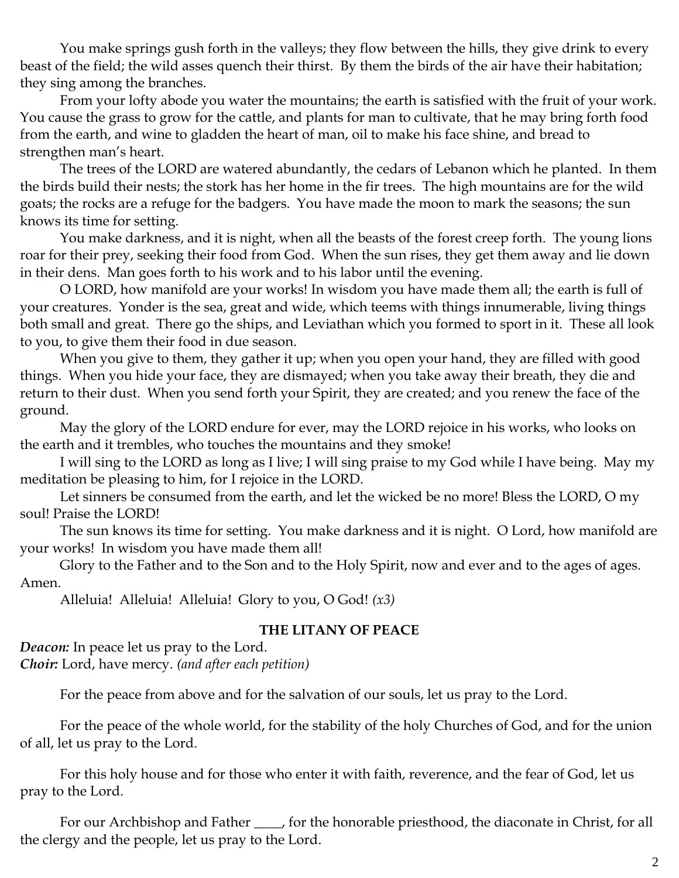You make springs gush forth in the valleys; they flow between the hills, they give drink to every beast of the field; the wild asses quench their thirst. By them the birds of the air have their habitation; they sing among the branches.

From your lofty abode you water the mountains; the earth is satisfied with the fruit of your work. You cause the grass to grow for the cattle, and plants for man to cultivate, that he may bring forth food from the earth, and wine to gladden the heart of man, oil to make his face shine, and bread to strengthen man's heart.

The trees of the LORD are watered abundantly, the cedars of Lebanon which he planted. In them the birds build their nests; the stork has her home in the fir trees. The high mountains are for the wild goats; the rocks are a refuge for the badgers. You have made the moon to mark the seasons; the sun knows its time for setting.

You make darkness, and it is night, when all the beasts of the forest creep forth. The young lions roar for their prey, seeking their food from God. When the sun rises, they get them away and lie down in their dens. Man goes forth to his work and to his labor until the evening.

O LORD, how manifold are your works! In wisdom you have made them all; the earth is full of your creatures. Yonder is the sea, great and wide, which teems with things innumerable, living things both small and great. There go the ships, and Leviathan which you formed to sport in it. These all look to you, to give them their food in due season.

When you give to them, they gather it up; when you open your hand, they are filled with good things. When you hide your face, they are dismayed; when you take away their breath, they die and return to their dust. When you send forth your Spirit, they are created; and you renew the face of the ground.

May the glory of the LORD endure for ever, may the LORD rejoice in his works, who looks on the earth and it trembles, who touches the mountains and they smoke!

I will sing to the LORD as long as I live; I will sing praise to my God while I have being. May my meditation be pleasing to him, for I rejoice in the LORD.

Let sinners be consumed from the earth, and let the wicked be no more! Bless the LORD, O my soul! Praise the LORD!

The sun knows its time for setting. You make darkness and it is night. O Lord, how manifold are your works! In wisdom you have made them all!

Glory to the Father and to the Son and to the Holy Spirit, now and ever and to the ages of ages. Amen.

Alleluia! Alleluia! Alleluia! Glory to you, O God! *(x3)*

## THE LITANY OF PEACE

***Deacon:*** In peace let us pray to the Lord.
***Choir:*** Lord, have mercy. *(and after each petition)*

For the peace from above and for the salvation of our souls, let us pray to the Lord.

For the peace of the whole world, for the stability of the holy Churches of God, and for the union of all, let us pray to the Lord.

For this holy house and for those who enter it with faith, reverence, and the fear of God, let us pray to the Lord.

For our Archbishop and Father ____, for the honorable priesthood, the diaconate in Christ, for all the clergy and the people, let us pray to the Lord.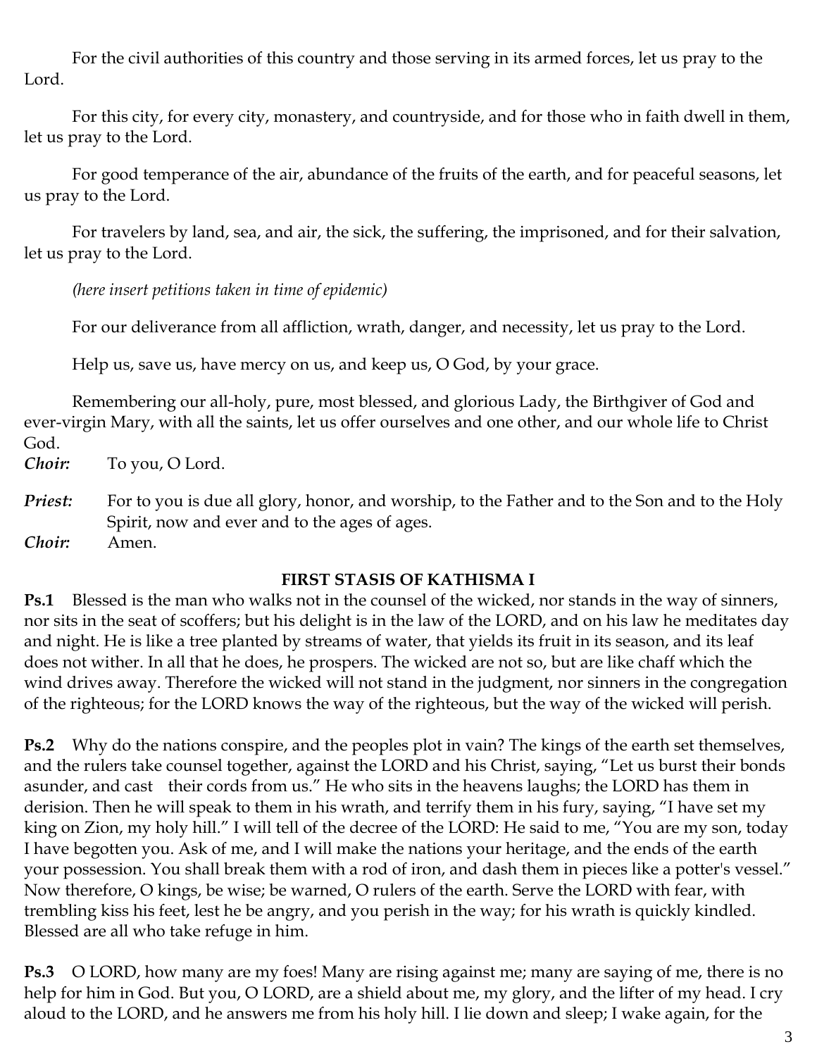For the civil authorities of this country and those serving in its armed forces, let us pray to the Lord.

For this city, for every city, monastery, and countryside, and for those who in faith dwell in them, let us pray to the Lord.

For good temperance of the air, abundance of the fruits of the earth, and for peaceful seasons, let us pray to the Lord.

For travelers by land, sea, and air, the sick, the suffering, the imprisoned, and for their salvation, let us pray to the Lord.

*(here insert petitions taken in time of epidemic)*

For our deliverance from all affliction, wrath, danger, and necessity, let us pray to the Lord.

Help us, save us, have mercy on us, and keep us, O God, by your grace.

Remembering our all-holy, pure, most blessed, and glorious Lady, the Birthgiver of God and ever-virgin Mary, with all the saints, let us offer ourselves and one other, and our whole life to Christ God.

***Choir:*** To you, O Lord.

***Priest:*** For to you is due all glory, honor, and worship, to the Father and to the Son and to the Holy Spirit, now and ever and to the ages of ages.

***Choir:*** Amen.

### FIRST STASIS OF KATHISMA I

**Ps.1** Blessed is the man who walks not in the counsel of the wicked, nor stands in the way of sinners, nor sits in the seat of scoffers; but his delight is in the law of the LORD, and on his law he meditates day and night. He is like a tree planted by streams of water, that yields its fruit in its season, and its leaf does not wither. In all that he does, he prospers. The wicked are not so, but are like chaff which the wind drives away. Therefore the wicked will not stand in the judgment, nor sinners in the congregation of the righteous; for the LORD knows the way of the righteous, but the way of the wicked will perish.

**Ps.2** Why do the nations conspire, and the peoples plot in vain? The kings of the earth set themselves, and the rulers take counsel together, against the LORD and his Christ, saying, "Let us burst their bonds asunder, and cast their cords from us." He who sits in the heavens laughs; the LORD has them in derision. Then he will speak to them in his wrath, and terrify them in his fury, saying, "I have set my king on Zion, my holy hill." I will tell of the decree of the LORD: He said to me, "You are my son, today I have begotten you. Ask of me, and I will make the nations your heritage, and the ends of the earth your possession. You shall break them with a rod of iron, and dash them in pieces like a potter's vessel." Now therefore, O kings, be wise; be warned, O rulers of the earth. Serve the LORD with fear, with trembling kiss his feet, lest he be angry, and you perish in the way; for his wrath is quickly kindled. Blessed are all who take refuge in him.

**Ps.3** O LORD, how many are my foes! Many are rising against me; many are saying of me, there is no help for him in God. But you, O LORD, are a shield about me, my glory, and the lifter of my head. I cry aloud to the LORD, and he answers me from his holy hill. I lie down and sleep; I wake again, for the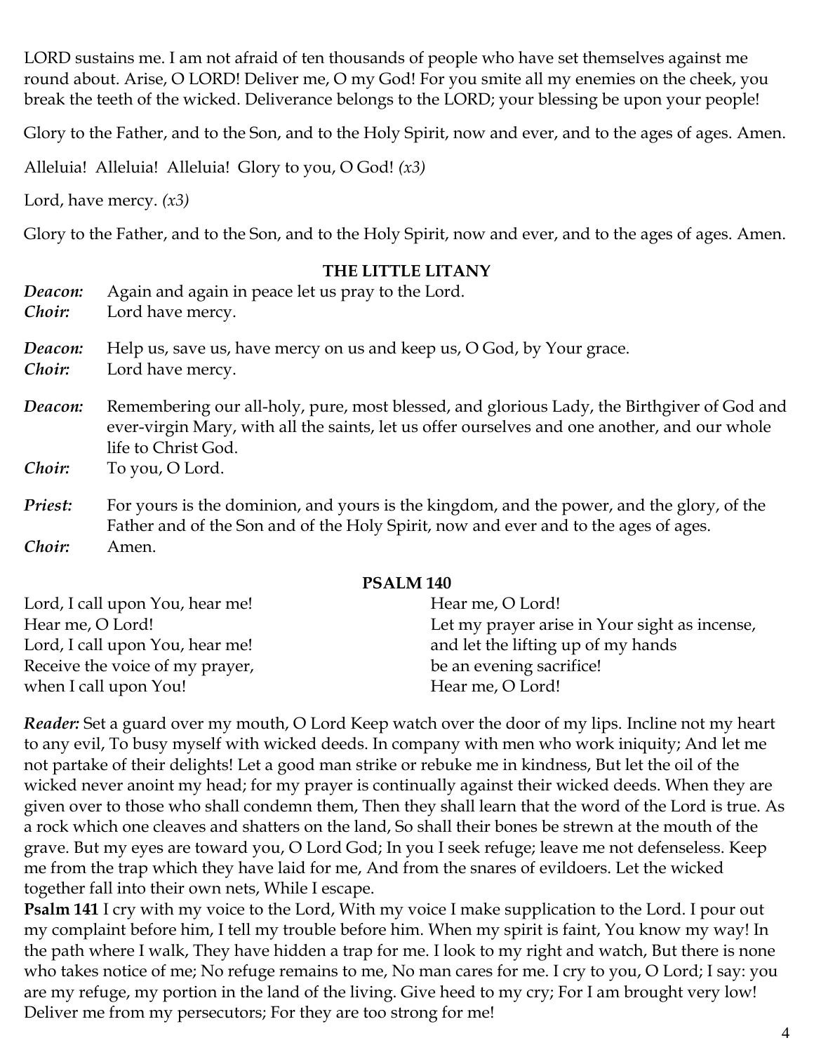LORD sustains me. I am not afraid of ten thousands of people who have set themselves against me round about. Arise, O LORD! Deliver me, O my God! For you smite all my enemies on the cheek, you break the teeth of the wicked. Deliverance belongs to the LORD; your blessing be upon your people!

Glory to the Father, and to the Son, and to the Holy Spirit, now and ever, and to the ages of ages. Amen.

Alleluia! Alleluia! Alleluia! Glory to you, O God! *(x3)*

Lord, have mercy. *(x3)*

Glory to the Father, and to the Son, and to the Holy Spirit, now and ever, and to the ages of ages. Amen.

### THE LITTLE LITANY

***Deacon:*** Again and again in peace let us pray to the Lord.
***Choir:*** Lord have mercy.

***Deacon:*** Help us, save us, have mercy on us and keep us, O God, by Your grace.
***Choir:*** Lord have mercy.

***Deacon:*** Remembering our all-holy, pure, most blessed, and glorious Lady, the Birthgiver of God and ever-virgin Mary, with all the saints, let us offer ourselves and one another, and our whole life to Christ God.
***Choir:*** To you, O Lord.

***Priest:*** For yours is the dominion, and yours is the kingdom, and the power, and the glory, of the Father and of the Son and of the Holy Spirit, now and ever and to the ages of ages.
***Choir:*** Amen.

### PSALM 140

Lord, I call upon You, hear me!
Hear me, O Lord!
Lord, I call upon You, hear me!
Receive the voice of my prayer,
when I call upon You!
Hear me, O Lord!
Let my prayer arise in Your sight as incense,
and let the lifting up of my hands
be an evening sacrifice!
Hear me, O Lord!

***Reader:*** Set a guard over my mouth, O Lord Keep watch over the door of my lips. Incline not my heart to any evil, To busy myself with wicked deeds. In company with men who work iniquity; And let me not partake of their delights! Let a good man strike or rebuke me in kindness, But let the oil of the wicked never anoint my head; for my prayer is continually against their wicked deeds. When they are given over to those who shall condemn them, Then they shall learn that the word of the Lord is true. As a rock which one cleaves and shatters on the land, So shall their bones be strewn at the mouth of the grave. But my eyes are toward you, O Lord God; In you I seek refuge; leave me not defenseless. Keep me from the trap which they have laid for me, And from the snares of evildoers. Let the wicked together fall into their own nets, While I escape.

**Psalm 141** I cry with my voice to the Lord, With my voice I make supplication to the Lord. I pour out my complaint before him, I tell my trouble before him. When my spirit is faint, You know my way! In the path where I walk, They have hidden a trap for me. I look to my right and watch, But there is none who takes notice of me; No refuge remains to me, No man cares for me. I cry to you, O Lord; I say: you are my refuge, my portion in the land of the living. Give heed to my cry; For I am brought very low! Deliver me from my persecutors; For they are too strong for me!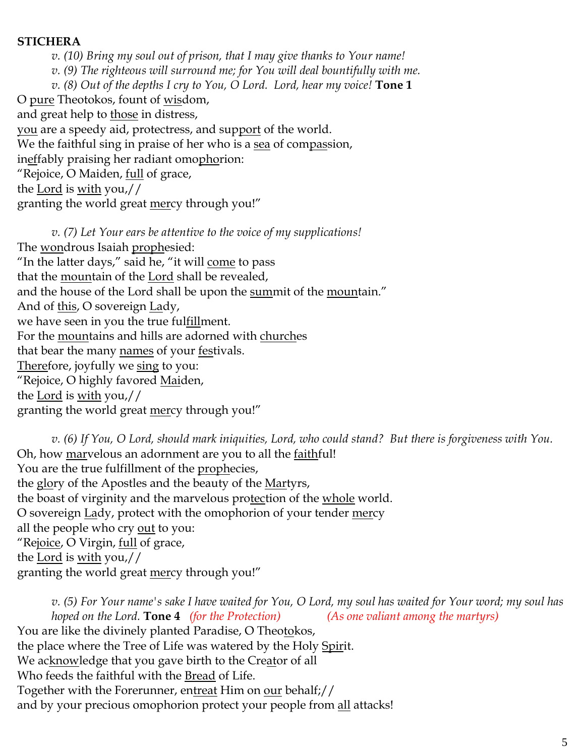**STICHERA**

*v. (10) Bring my soul out of prison, that I may give thanks to Your name!*

*v. (9) The righteous will surround me; for You will deal bountifully with me.*

*v. (8) Out of the depths I cry to You, O Lord. Lord, hear my voice!* **Tone 1**

O <u>pure</u> Theotokos, fount of <u>wis</u>dom,
and great help to <u>those</u> in distress,
<u>you</u> are a speedy aid, protectress, and sup<u>port</u> of the world.
We the faithful sing in praise of her who is a <u>sea</u> of com<u>pas</u>sion,
in<u>ef</u>fably praising her radiant omo<u>pho</u>rion:
"Rejoice, O Maiden, <u>full</u> of grace,
the <u>Lord</u> is <u>with</u> you,//
granting the world great <u>mer</u>cy through you!"

*v. (7) Let Your ears be attentive to the voice of my supplications!*

The <u>won</u>drous Isaiah <u>proph</u>esied:
"In the latter days," said he, "it will <u>come</u> to pass
that the <u>moun</u>tain of the <u>Lord</u> shall be revealed,
and the house of the Lord shall be upon the <u>sum</u>mit of the <u>moun</u>tain."
And of <u>this</u>, O sovereign <u>La</u>dy,
we have seen in you the true ful<u>fill</u>ment.
For the <u>moun</u>tains and hills are adorned with <u>church</u>es
that bear the many <u>names</u> of your <u>fes</u>tivals.
<u>There</u>fore, joyfully we <u>sing</u> to you:
"Rejoice, O highly favored <u>Mai</u>den,
the <u>Lord</u> is <u>with</u> you,//
granting the world great <u>mer</u>cy through you!"

*v. (6) If You, O Lord, should mark iniquities, Lord, who could stand? But there is forgiveness with You.*

Oh, how <u>mar</u>velous an adornment are you to all the <u>faith</u>ful!
You are the true fulfillment of the <u>proph</u>ecies,
the <u>glo</u>ry of the Apostles and the beauty of the <u>Mar</u>tyrs,
the boast of virginity and the marvelous pro<u>tec</u>tion of the <u>whole</u> world.
O sovereign <u>La</u>dy, protect with the omophorion of your tender <u>mer</u>cy
all the people who cry <u>out</u> to you:
"Re<u>joice</u>, O Virgin, <u>full</u> of grace,
the <u>Lord</u> is <u>with</u> you,//
granting the world great <u>mer</u>cy through you!"

*v. (5) For Your name's sake I have waited for You, O Lord, my soul has waited for Your word; my soul has hoped on the Lord.* **Tone 4** *(for the Protection)* *(As one valiant among the martyrs)*

You are like the divinely planted Paradise, O Theo<u>to</u>kos,
the place where the Tree of Life was watered by the Holy <u>Spir</u>it.
We ac<u>know</u>ledge that you gave birth to the Cre<u>at</u>or of all
Who feeds the faithful with the <u>Bread</u> of Life.
Together with the Forerunner, en<u>treat</u> Him on <u>our</u> behalf;//
and by your precious omophorion protect your people from <u>all</u> attacks!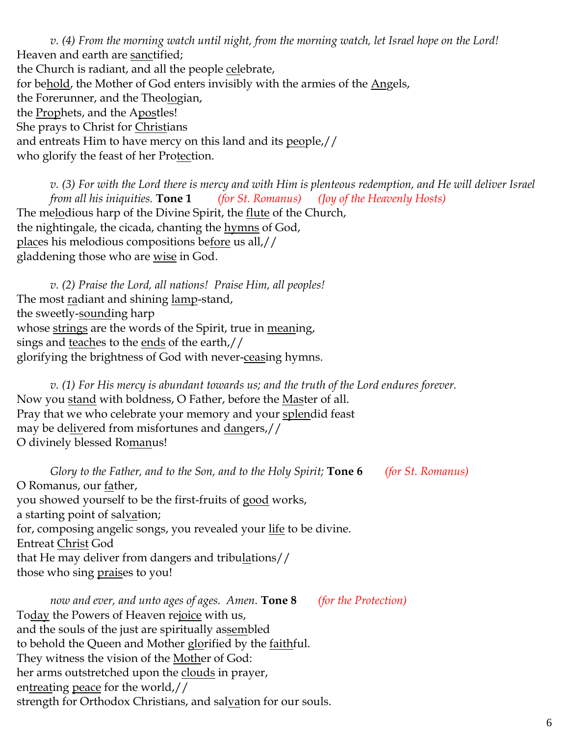*v. (4) From the morning watch until night, from the morning watch, let Israel hope on the Lord!*
Heaven and earth are <u>sanc</u>tified;
the Church is radiant, and all the people <u>cel</u>ebrate,
for be<u>hold</u>, the Mother of God enters invisibly with the armies of the <u>An</u>gels,
the Forerunner, and the Theo<u>log</u>ian,
the <u>Proph</u>ets, and the A<u>pos</u>tles!
She prays to Christ for <u>Christ</u>ians
and entreats Him to have mercy on this land and its <u>peo</u>ple,//
who glorify the feast of her Pro<u>tec</u>tion.

*v. (3) For with the Lord there is mercy and with Him is plenteous redemption, and He will deliver Israel from all his iniquities.* **Tone 1** *(for St. Romanus)* *(Joy of the Heavenly Hosts)*
The me<u>lo</u>dious harp of the Divine Spirit, the <u>flute</u> of the Church,
the nightingale, the cicada, chanting the <u>hymns</u> of God,
<u>plac</u>es his melodious compositions be<u>fore</u> us all,//
gladdening those who are <u>wise</u> in God.

*v. (2) Praise the Lord, all nations! Praise Him, all peoples!*
The most <u>ra</u>diant and shining <u>lamp</u>-stand,
the sweetly-<u>sound</u>ing harp
whose <u>strings</u> are the words of the Spirit, true in <u>mean</u>ing,
sings and <u>teach</u>es to the <u>ends</u> of the earth,//
glorifying the brightness of God with never-<u>ceas</u>ing hymns.

*v. (1) For His mercy is abundant towards us; and the truth of the Lord endures forever.*
Now you <u>stand</u> with boldness, O Father, before the <u>Mas</u>ter of all.
Pray that we who celebrate your memory and your <u>splen</u>did feast
may be de<u>liv</u>ered from misfortunes and <u>dan</u>gers,//
O divinely blessed Ro<u>man</u>us!

*Glory to the Father, and to the Son, and to the Holy Spirit;* **Tone 6** *(for St. Romanus)*
O Romanus, our <u>fa</u>ther,
you showed yourself to be the first-fruits of <u>good</u> works,
a starting point of sal<u>va</u>tion;
for, composing angelic songs, you revealed your <u>life</u> to be divine.
Entreat <u>Christ</u> God
that He may deliver from dangers and tribu<u>la</u>tions//
those who sing <u>prais</u>es to you!

*now and ever, and unto ages of ages. Amen.* **Tone 8** *(for the Protection)*
To<u>day</u> the Powers of Heaven re<u>joice</u> with us,
and the souls of the just are spiritually as<u>sem</u>bled
to behold the Queen and Mother <u>glo</u>rified by the <u>faith</u>ful.
They witness the vision of the <u>Moth</u>er of God:
her arms outstretched upon the <u>clouds</u> in prayer,
en<u>treat</u>ing <u>peace</u> for the world,//
strength for Orthodox Christians, and sal<u>va</u>tion for our souls.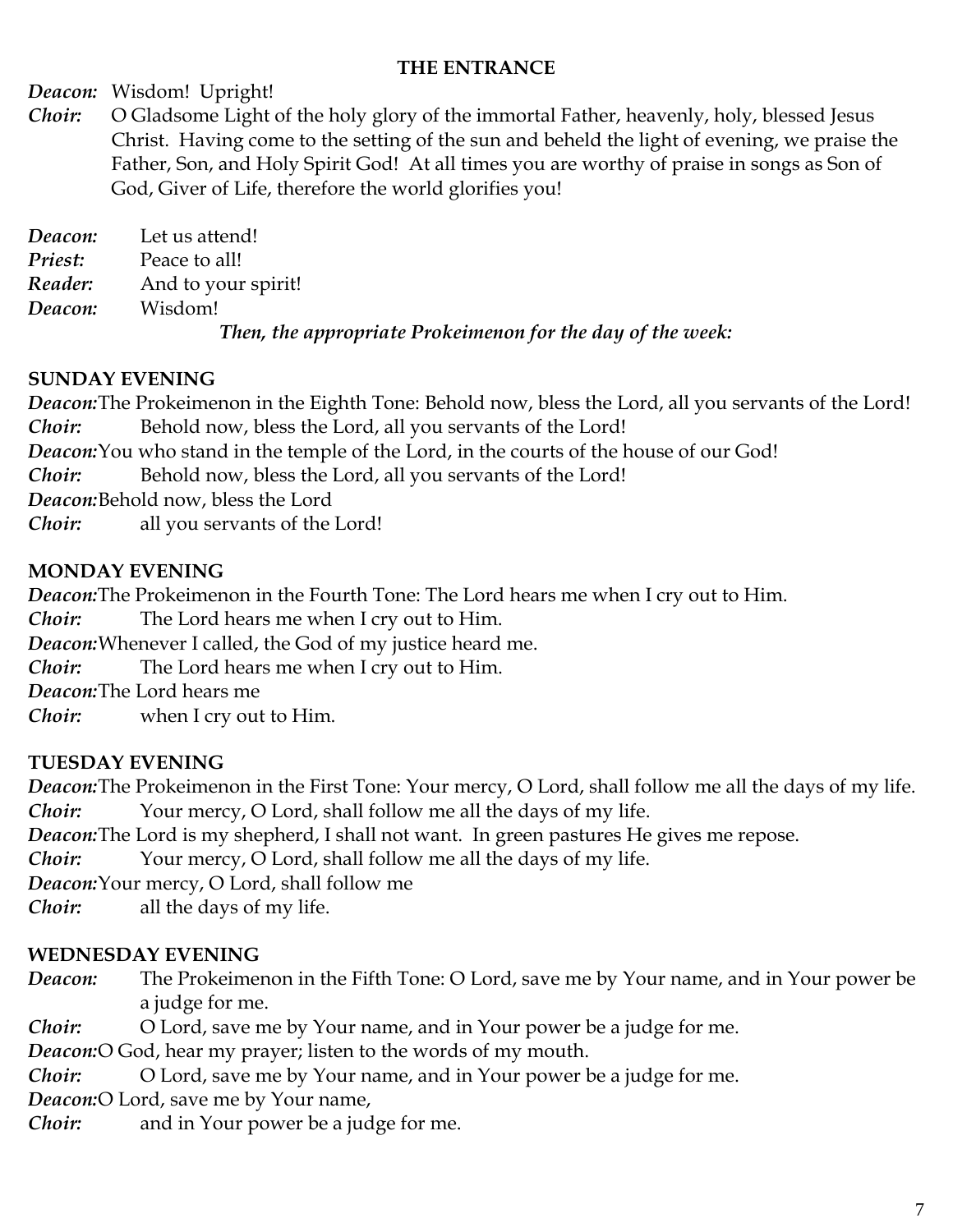## THE ENTRANCE

***Deacon:*** Wisdom! Upright!

***Choir:*** O Gladsome Light of the holy glory of the immortal Father, heavenly, holy, blessed Jesus Christ. Having come to the setting of the sun and beheld the light of evening, we praise the Father, Son, and Holy Spirit God! At all times you are worthy of praise in songs as Son of God, Giver of Life, therefore the world glorifies you!

***Deacon:*** Let us attend!
***Priest:*** Peace to all!
***Reader:*** And to your spirit!
***Deacon:*** Wisdom!

***Then, the appropriate Prokeimenon for the day of the week:***

**SUNDAY EVENING**

***Deacon:*** The Prokeimenon in the Eighth Tone: Behold now, bless the Lord, all you servants of the Lord!
***Choir:*** Behold now, bless the Lord, all you servants of the Lord!
***Deacon:*** You who stand in the temple of the Lord, in the courts of the house of our God!
***Choir:*** Behold now, bless the Lord, all you servants of the Lord!
***Deacon:*** Behold now, bless the Lord
***Choir:*** all you servants of the Lord!

**MONDAY EVENING**

***Deacon:*** The Prokeimenon in the Fourth Tone: The Lord hears me when I cry out to Him.
***Choir:*** The Lord hears me when I cry out to Him.
***Deacon:*** Whenever I called, the God of my justice heard me.
***Choir:*** The Lord hears me when I cry out to Him.
***Deacon:*** The Lord hears me
***Choir:*** when I cry out to Him.

**TUESDAY EVENING**

***Deacon:*** The Prokeimenon in the First Tone: Your mercy, O Lord, shall follow me all the days of my life.
***Choir:*** Your mercy, O Lord, shall follow me all the days of my life.
***Deacon:*** The Lord is my shepherd, I shall not want. In green pastures He gives me repose.
***Choir:*** Your mercy, O Lord, shall follow me all the days of my life.
***Deacon:*** Your mercy, O Lord, shall follow me
***Choir:*** all the days of my life.

**WEDNESDAY EVENING**

***Deacon:*** The Prokeimenon in the Fifth Tone: O Lord, save me by Your name, and in Your power be a judge for me.
***Choir:*** O Lord, save me by Your name, and in Your power be a judge for me.
***Deacon:*** O God, hear my prayer; listen to the words of my mouth.
***Choir:*** O Lord, save me by Your name, and in Your power be a judge for me.
***Deacon:*** O Lord, save me by Your name,
***Choir:*** and in Your power be a judge for me.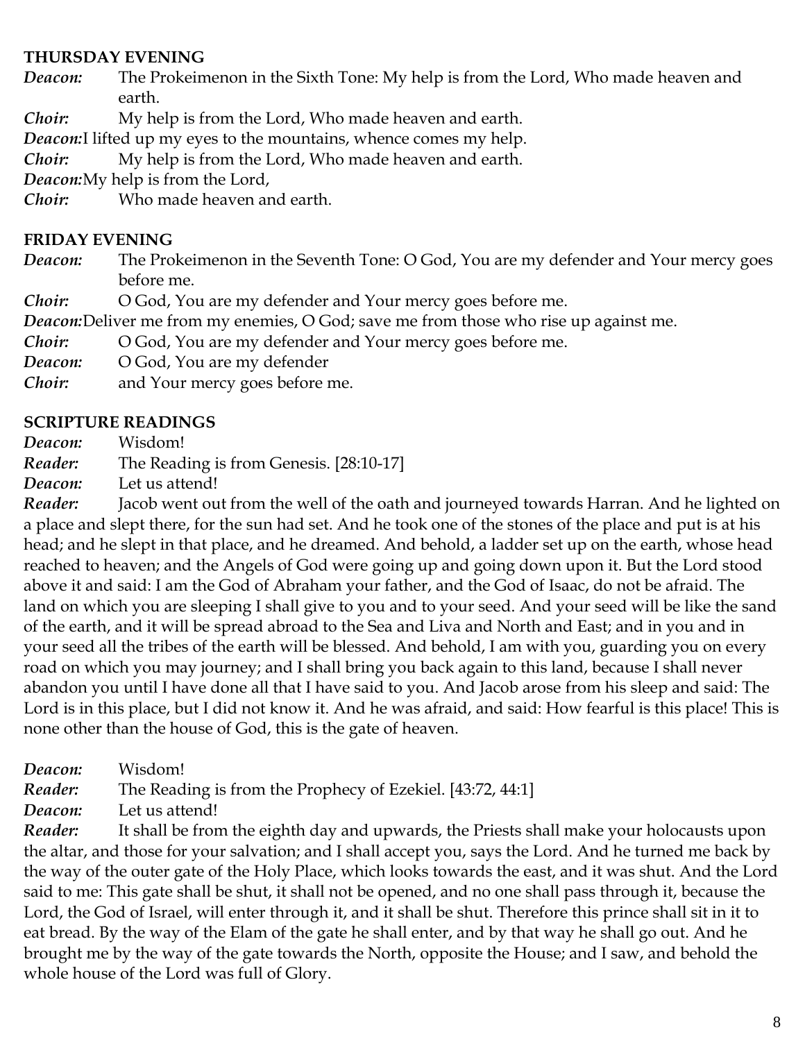**THURSDAY EVENING**

***Deacon:*** The Prokeimenon in the Sixth Tone: My help is from the Lord, Who made heaven and earth.

***Choir:*** My help is from the Lord, Who made heaven and earth.

***Deacon:*** I lifted up my eyes to the mountains, whence comes my help.

***Choir:*** My help is from the Lord, Who made heaven and earth.

***Deacon:*** My help is from the Lord,

***Choir:*** Who made heaven and earth.

**FRIDAY EVENING**

***Deacon:*** The Prokeimenon in the Seventh Tone: O God, You are my defender and Your mercy goes before me.

***Choir:*** O God, You are my defender and Your mercy goes before me.

***Deacon:*** Deliver me from my enemies, O God; save me from those who rise up against me.

***Choir:*** O God, You are my defender and Your mercy goes before me.

***Deacon:*** O God, You are my defender

***Choir:*** and Your mercy goes before me.

**SCRIPTURE READINGS**

***Deacon:*** Wisdom!

***Reader:*** The Reading is from Genesis. [28:10-17]

***Deacon:*** Let us attend!

***Reader:*** Jacob went out from the well of the oath and journeyed towards Harran. And he lighted on a place and slept there, for the sun had set. And he took one of the stones of the place and put is at his head; and he slept in that place, and he dreamed. And behold, a ladder set up on the earth, whose head reached to heaven; and the Angels of God were going up and going down upon it. But the Lord stood above it and said: I am the God of Abraham your father, and the God of Isaac, do not be afraid. The land on which you are sleeping I shall give to you and to your seed. And your seed will be like the sand of the earth, and it will be spread abroad to the Sea and Liva and North and East; and in you and in your seed all the tribes of the earth will be blessed. And behold, I am with you, guarding you on every road on which you may journey; and I shall bring you back again to this land, because I shall never abandon you until I have done all that I have said to you. And Jacob arose from his sleep and said: The Lord is in this place, but I did not know it. And he was afraid, and said: How fearful is this place! This is none other than the house of God, this is the gate of heaven.

***Deacon:*** Wisdom!

***Reader:*** The Reading is from the Prophecy of Ezekiel. [43:72, 44:1]

***Deacon:*** Let us attend!

***Reader:*** It shall be from the eighth day and upwards, the Priests shall make your holocausts upon the altar, and those for your salvation; and I shall accept you, says the Lord. And he turned me back by the way of the outer gate of the Holy Place, which looks towards the east, and it was shut. And the Lord said to me: This gate shall be shut, it shall not be opened, and no one shall pass through it, because the Lord, the God of Israel, will enter through it, and it shall be shut. Therefore this prince shall sit in it to eat bread. By the way of the Elam of the gate he shall enter, and by that way he shall go out. And he brought me by the way of the gate towards the North, opposite the House; and I saw, and behold the whole house of the Lord was full of Glory.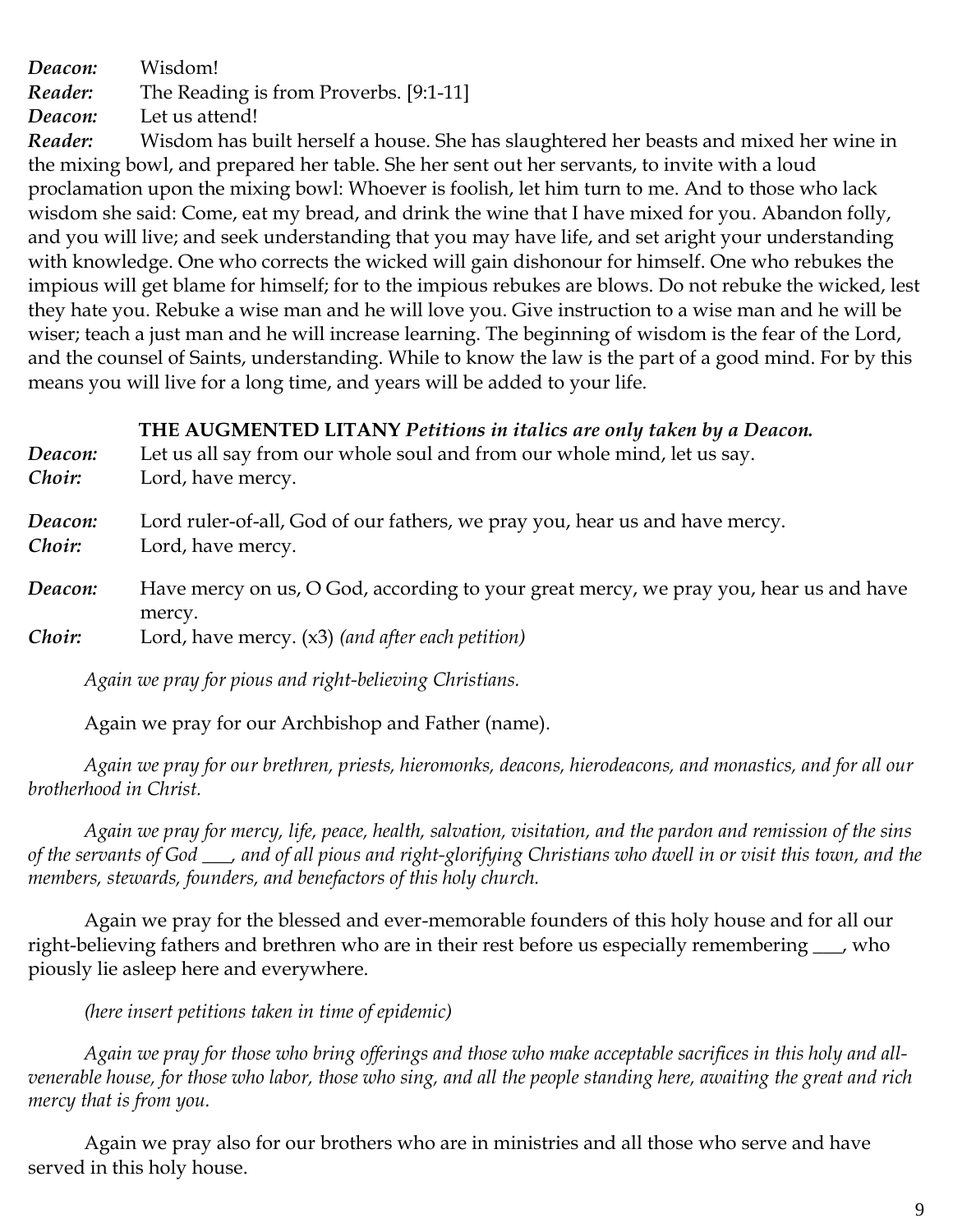***Deacon:*** Wisdom!
***Reader:*** The Reading is from Proverbs. [9:1-11]
***Deacon:*** Let us attend!
***Reader:*** Wisdom has built herself a house. She has slaughtered her beasts and mixed her wine in the mixing bowl, and prepared her table. She her sent out her servants, to invite with a loud proclamation upon the mixing bowl: Whoever is foolish, let him turn to me. And to those who lack wisdom she said: Come, eat my bread, and drink the wine that I have mixed for you. Abandon folly, and you will live; and seek understanding that you may have life, and set aright your understanding with knowledge. One who corrects the wicked will gain dishonour for himself. One who rebukes the impious will get blame for himself; for to the impious rebukes are blows. Do not rebuke the wicked, lest they hate you. Rebuke a wise man and he will love you. Give instruction to a wise man and he will be wiser; teach a just man and he will increase learning. The beginning of wisdom is the fear of the Lord, and the counsel of Saints, understanding. While to know the law is the part of a good mind. For by this means you will live for a long time, and years will be added to your life.

**THE AUGMENTED LITANY** ***Petitions in italics are only taken by a Deacon.***

***Deacon:*** Let us all say from our whole soul and from our whole mind, let us say.
***Choir:*** Lord, have mercy.

***Deacon:*** Lord ruler-of-all, God of our fathers, we pray you, hear us and have mercy.
***Choir:*** Lord, have mercy.

***Deacon:*** Have mercy on us, O God, according to your great mercy, we pray you, hear us and have mercy.
***Choir:*** Lord, have mercy. (x3) *(and after each petition)*

*Again we pray for pious and right-believing Christians.*

Again we pray for our Archbishop and Father (name).

*Again we pray for our brethren, priests, hieromonks, deacons, hierodeacons, and monastics, and for all our brotherhood in Christ.*

*Again we pray for mercy, life, peace, health, salvation, visitation, and the pardon and remission of the sins of the servants of God \_\_\_, and of all pious and right-glorifying Christians who dwell in or visit this town, and the members, stewards, founders, and benefactors of this holy church.*

Again we pray for the blessed and ever-memorable founders of this holy house and for all our right-believing fathers and brethren who are in their rest before us especially remembering \_\_\_, who piously lie asleep here and everywhere.

*(here insert petitions taken in time of epidemic)*

*Again we pray for those who bring offerings and those who make acceptable sacrifices in this holy and all-venerable house, for those who labor, those who sing, and all the people standing here, awaiting the great and rich mercy that is from you.*

Again we pray also for our brothers who are in ministries and all those who serve and have served in this holy house.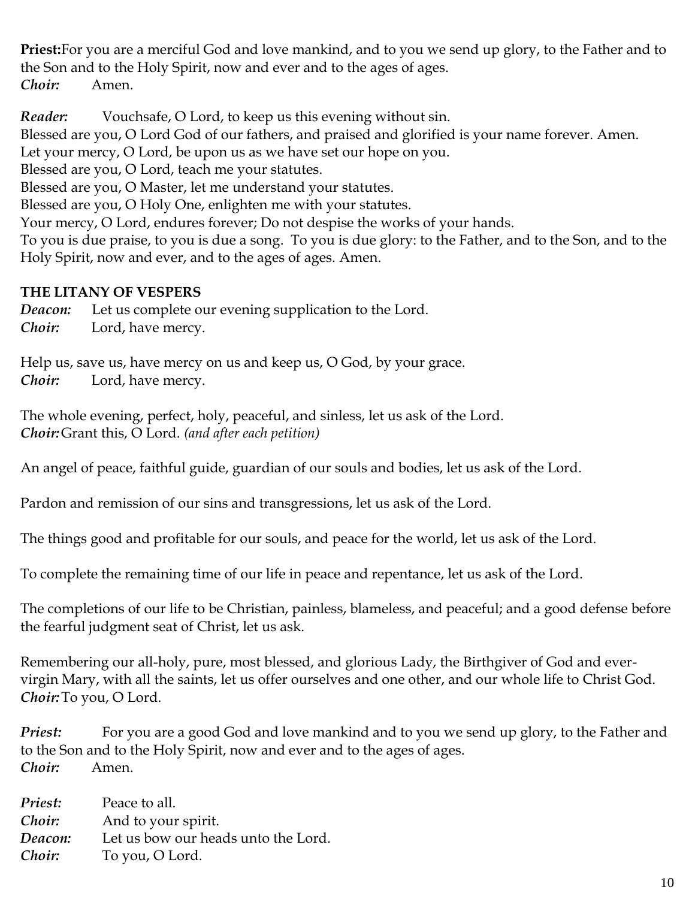**Priest:** For you are a merciful God and love mankind, and to you we send up glory, to the Father and to the Son and to the Holy Spirit, now and ever and to the ages of ages.
***Choir:*** Amen.

***Reader:*** Vouchsafe, O Lord, to keep us this evening without sin.
Blessed are you, O Lord God of our fathers, and praised and glorified is your name forever. Amen.
Let your mercy, O Lord, be upon us as we have set our hope on you.
Blessed are you, O Lord, teach me your statutes.
Blessed are you, O Master, let me understand your statutes.
Blessed are you, O Holy One, enlighten me with your statutes.
Your mercy, O Lord, endures forever; Do not despise the works of your hands.
To you is due praise, to you is due a song. To you is due glory: to the Father, and to the Son, and to the Holy Spirit, now and ever, and to the ages of ages. Amen.

**THE LITANY OF VESPERS**

***Deacon:*** Let us complete our evening supplication to the Lord.
***Choir:*** Lord, have mercy.

Help us, save us, have mercy on us and keep us, O God, by your grace.
***Choir:*** Lord, have mercy.

The whole evening, perfect, holy, peaceful, and sinless, let us ask of the Lord.
***Choir:*** Grant this, O Lord. *(and after each petition)*

An angel of peace, faithful guide, guardian of our souls and bodies, let us ask of the Lord.

Pardon and remission of our sins and transgressions, let us ask of the Lord.

The things good and profitable for our souls, and peace for the world, let us ask of the Lord.

To complete the remaining time of our life in peace and repentance, let us ask of the Lord.

The completions of our life to be Christian, painless, blameless, and peaceful; and a good defense before the fearful judgment seat of Christ, let us ask.

Remembering our all-holy, pure, most blessed, and glorious Lady, the Birthgiver of God and ever-virgin Mary, with all the saints, let us offer ourselves and one other, and our whole life to Christ God.
***Choir:*** To you, O Lord.

***Priest:*** For you are a good God and love mankind and to you we send up glory, to the Father and to the Son and to the Holy Spirit, now and ever and to the ages of ages.
***Choir:*** Amen.

***Priest:*** Peace to all.
***Choir:*** And to your spirit.
***Deacon:*** Let us bow our heads unto the Lord.
***Choir:*** To you, O Lord.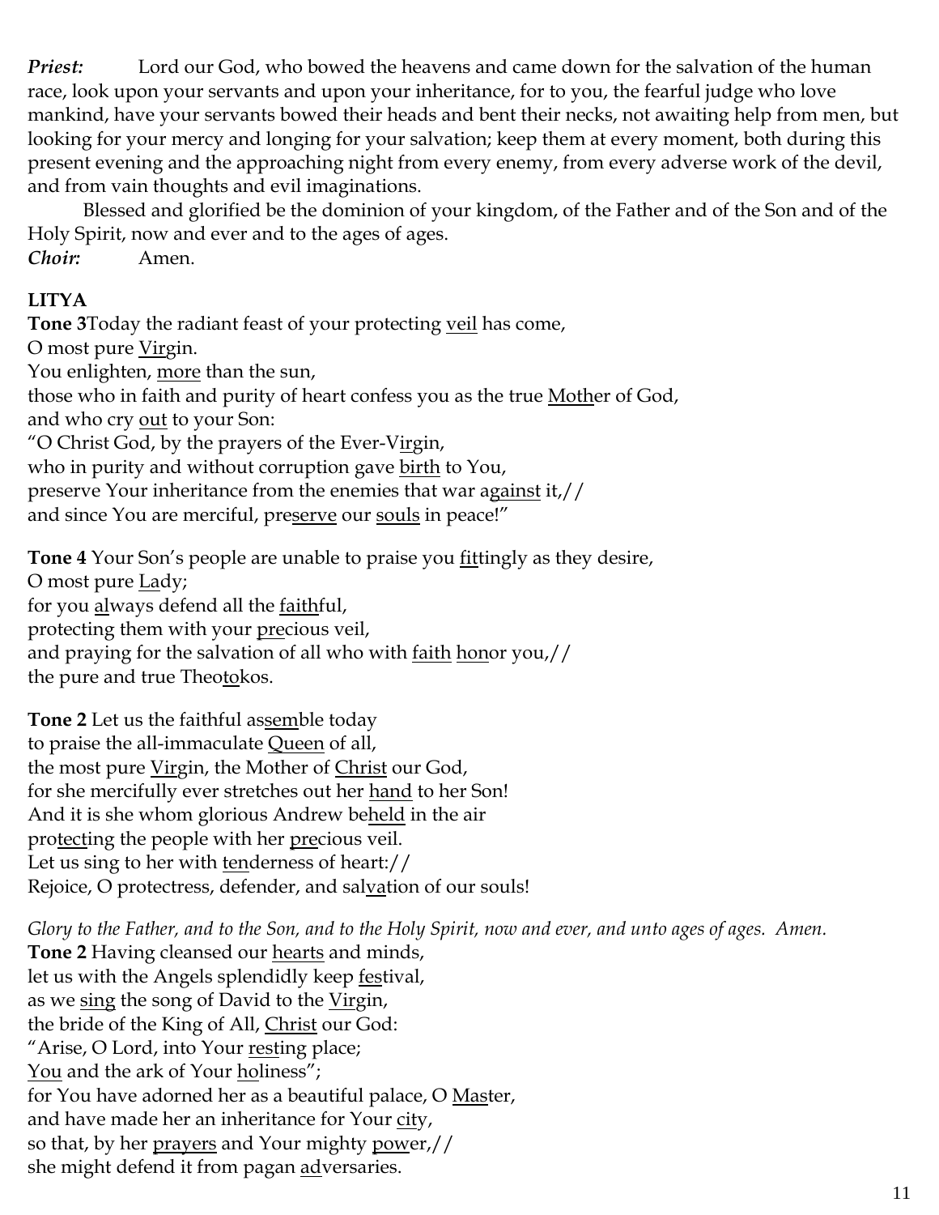***Priest:*** Lord our God, who bowed the heavens and came down for the salvation of the human race, look upon your servants and upon your inheritance, for to you, the fearful judge who love mankind, have your servants bowed their heads and bent their necks, not awaiting help from men, but looking for your mercy and longing for your salvation; keep them at every moment, both during this present evening and the approaching night from every enemy, from every adverse work of the devil, and from vain thoughts and evil imaginations.

Blessed and glorified be the dominion of your kingdom, of the Father and of the Son and of the Holy Spirit, now and ever and to the ages of ages.

***Choir:*** Amen.

**LITYA**

**Tone 3** Today the radiant feast of your protecting <u>veil</u> has come,
O most pure <u>Vir</u>gin.
You enlighten, <u>more</u> than the sun,
those who in faith and purity of heart confess you as the true <u>Moth</u>er of God,
and who cry <u>out</u> to your Son:
"O Christ God, by the prayers of the Ever-V<u>ir</u>gin,
who in purity and without corruption gave <u>birth</u> to You,
preserve Your inheritance from the enemies that war a<u>gainst</u> it,//
and since You are merciful, pre<u>serve</u> our <u>souls</u> in peace!"

**Tone 4** Your Son's people are unable to praise you <u>fit</u>tingly as they desire,
O most pure <u>La</u>dy;
for you <u>al</u>ways defend all the <u>faith</u>ful,
protecting them with your <u>pre</u>cious veil,
and praying for the salvation of all who with <u>faith</u> <u>hon</u>or you,//
the pure and true Theo<u>to</u>kos.

**Tone 2** Let us the faithful as<u>sem</u>ble today
to praise the all-immaculate <u>Queen</u> of all,
the most pure <u>Vir</u>gin, the Mother of <u>Christ</u> our God,
for she mercifully ever stretches out her <u>hand</u> to her Son!
And it is she whom glorious Andrew be<u>held</u> in the air
pro<u>tect</u>ing the people with her <u>pre</u>cious veil.
Let us sing to her with <u>ten</u>derness of heart://
Rejoice, O protectress, defender, and sal<u>va</u>tion of our souls!

*Glory to the Father, and to the Son, and to the Holy Spirit, now and ever, and unto ages of ages. Amen.*

**Tone 2** Having cleansed our <u>hearts</u> and minds,
let us with the Angels splendidly keep <u>fes</u>tival,
as we <u>sing</u> the song of David to the <u>Vir</u>gin,
the bride of the King of All, <u>Christ</u> our God:
"Arise, O Lord, into Your <u>rest</u>ing place;
<u>You</u> and the ark of Your <u>ho</u>liness";
for You have adorned her as a beautiful palace, O <u>Mas</u>ter,
and have made her an inheritance for Your <u>ci</u>ty,
so that, by her <u>prayers</u> and Your mighty <u>pow</u>er,//
she might defend it from pagan <u>ad</u>versaries.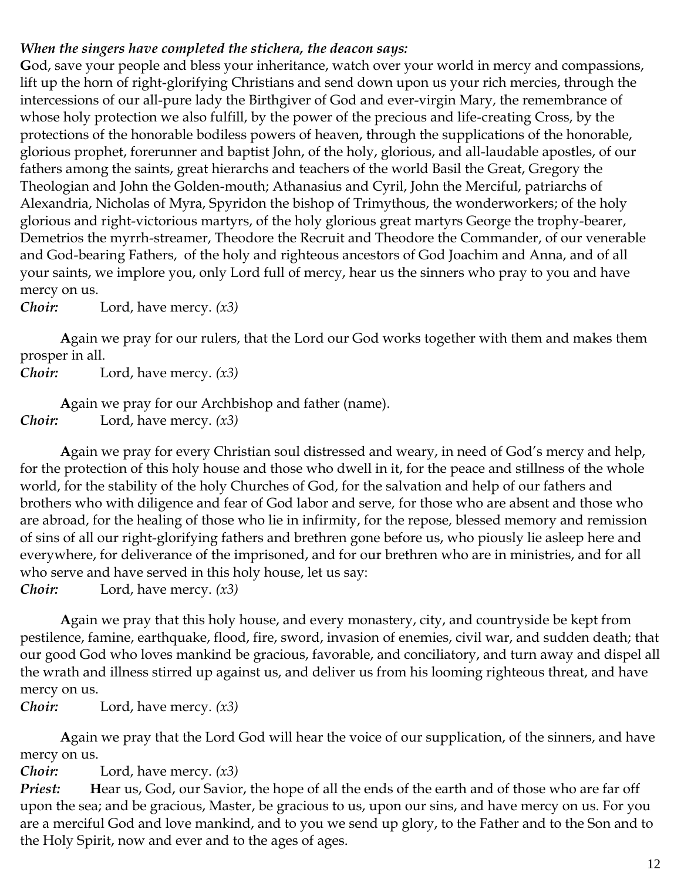***When the singers have completed the stichera, the deacon says:***

**G**od, save your people and bless your inheritance, watch over your world in mercy and compassions, lift up the horn of right-glorifying Christians and send down upon us your rich mercies, through the intercessions of our all-pure lady the Birthgiver of God and ever-virgin Mary, the remembrance of whose holy protection we also fulfill, by the power of the precious and life-creating Cross, by the protections of the honorable bodiless powers of heaven, through the supplications of the honorable, glorious prophet, forerunner and baptist John, of the holy, glorious, and all-laudable apostles, of our fathers among the saints, great hierarchs and teachers of the world Basil the Great, Gregory the Theologian and John the Golden-mouth; Athanasius and Cyril, John the Merciful, patriarchs of Alexandria, Nicholas of Myra, Spyridon the bishop of Trimythous, the wonderworkers; of the holy glorious and right-victorious martyrs, of the holy glorious great martyrs George the trophy-bearer, Demetrios the myrrh-streamer, Theodore the Recruit and Theodore the Commander, of our venerable and God-bearing Fathers, of the holy and righteous ancestors of God Joachim and Anna, and of all your saints, we implore you, only Lord full of mercy, hear us the sinners who pray to you and have mercy on us.

***Choir:*** Lord, have mercy. *(x3)*

**A**gain we pray for our rulers, that the Lord our God works together with them and makes them prosper in all.

***Choir:*** Lord, have mercy. *(x3)*

**A**gain we pray for our Archbishop and father (name).

***Choir:*** Lord, have mercy. *(x3)*

**A**gain we pray for every Christian soul distressed and weary, in need of God's mercy and help, for the protection of this holy house and those who dwell in it, for the peace and stillness of the whole world, for the stability of the holy Churches of God, for the salvation and help of our fathers and brothers who with diligence and fear of God labor and serve, for those who are absent and those who are abroad, for the healing of those who lie in infirmity, for the repose, blessed memory and remission of sins of all our right-glorifying fathers and brethren gone before us, who piously lie asleep here and everywhere, for deliverance of the imprisoned, and for our brethren who are in ministries, and for all who serve and have served in this holy house, let us say:

***Choir:*** Lord, have mercy. *(x3)*

**A**gain we pray that this holy house, and every monastery, city, and countryside be kept from pestilence, famine, earthquake, flood, fire, sword, invasion of enemies, civil war, and sudden death; that our good God who loves mankind be gracious, favorable, and conciliatory, and turn away and dispel all the wrath and illness stirred up against us, and deliver us from his looming righteous threat, and have mercy on us.

***Choir:*** Lord, have mercy. *(x3)*

**A**gain we pray that the Lord God will hear the voice of our supplication, of the sinners, and have mercy on us.

***Choir:*** Lord, have mercy. *(x3)*

***Priest:*** **H**ear us, God, our Savior, the hope of all the ends of the earth and of those who are far off upon the sea; and be gracious, Master, be gracious to us, upon our sins, and have mercy on us. For you are a merciful God and love mankind, and to you we send up glory, to the Father and to the Son and to the Holy Spirit, now and ever and to the ages of ages.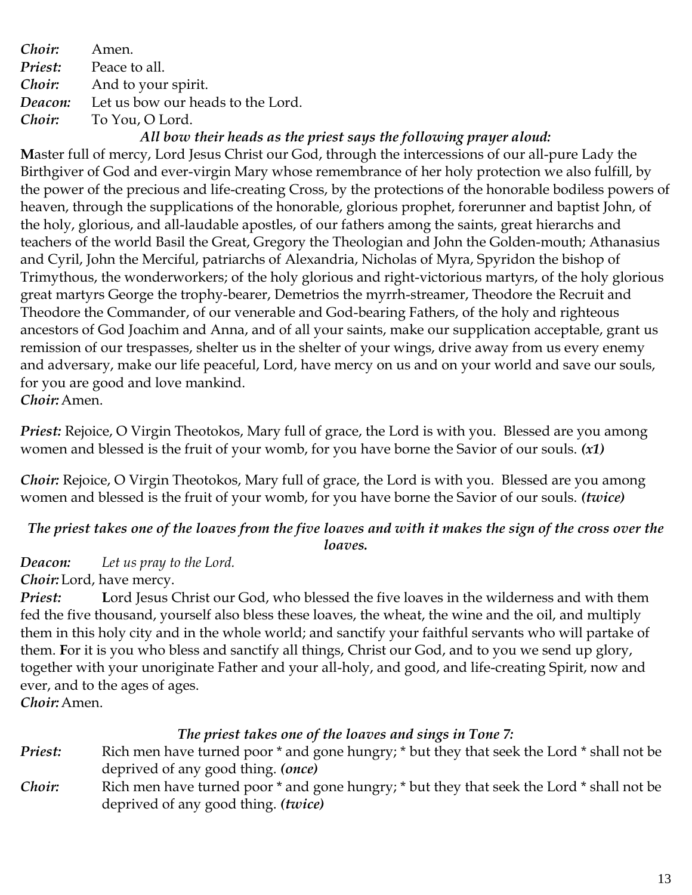***Choir:*** Amen.
***Priest:*** Peace to all.
***Choir:*** And to your spirit.
***Deacon:*** Let us bow our heads to the Lord.
***Choir:*** To You, O Lord.

***All bow their heads as the priest says the following prayer aloud:***

**M**aster full of mercy, Lord Jesus Christ our God, through the intercessions of our all-pure Lady the Birthgiver of God and ever-virgin Mary whose remembrance of her holy protection we also fulfill, by the power of the precious and life-creating Cross, by the protections of the honorable bodiless powers of heaven, through the supplications of the honorable, glorious prophet, forerunner and baptist John, of the holy, glorious, and all-laudable apostles, of our fathers among the saints, great hierarchs and teachers of the world Basil the Great, Gregory the Theologian and John the Golden-mouth; Athanasius and Cyril, John the Merciful, patriarchs of Alexandria, Nicholas of Myra, Spyridon the bishop of Trimythous, the wonderworkers; of the holy glorious and right-victorious martyrs, of the holy glorious great martyrs George the trophy-bearer, Demetrios the myrrh-streamer, Theodore the Recruit and Theodore the Commander, of our venerable and God-bearing Fathers, of the holy and righteous ancestors of God Joachim and Anna, and of all your saints, make our supplication acceptable, grant us remission of our trespasses, shelter us in the shelter of your wings, drive away from us every enemy and adversary, make our life peaceful, Lord, have mercy on us and on your world and save our souls, for you are good and love mankind.
***Choir:*** Amen.

***Priest:*** Rejoice, O Virgin Theotokos, Mary full of grace, the Lord is with you. Blessed are you among women and blessed is the fruit of your womb, for you have borne the Savior of our souls. ***(x1)***

***Choir:*** Rejoice, O Virgin Theotokos, Mary full of grace, the Lord is with you. Blessed are you among women and blessed is the fruit of your womb, for you have borne the Savior of our souls. ***(twice)***

***The priest takes one of the loaves from the five loaves and with it makes the sign of the cross over the loaves.***

***Deacon:*** *Let us pray to the Lord.*
***Choir:*** Lord, have mercy.
***Priest:*** **L**ord Jesus Christ our God, who blessed the five loaves in the wilderness and with them fed the five thousand, yourself also bless these loaves, the wheat, the wine and the oil, and multiply them in this holy city and in the whole world; and sanctify your faithful servants who will partake of them. **F**or it is you who bless and sanctify all things, Christ our God, and to you we send up glory, together with your unoriginate Father and your all-holy, and good, and life-creating Spirit, now and ever, and to the ages of ages.
***Choir:*** Amen.

***The priest takes one of the loaves and sings in Tone 7:***

***Priest:*** Rich men have turned poor * and gone hungry; * but they that seek the Lord * shall not be deprived of any good thing. ***(once)***
***Choir:*** Rich men have turned poor * and gone hungry; * but they that seek the Lord * shall not be deprived of any good thing. ***(twice)***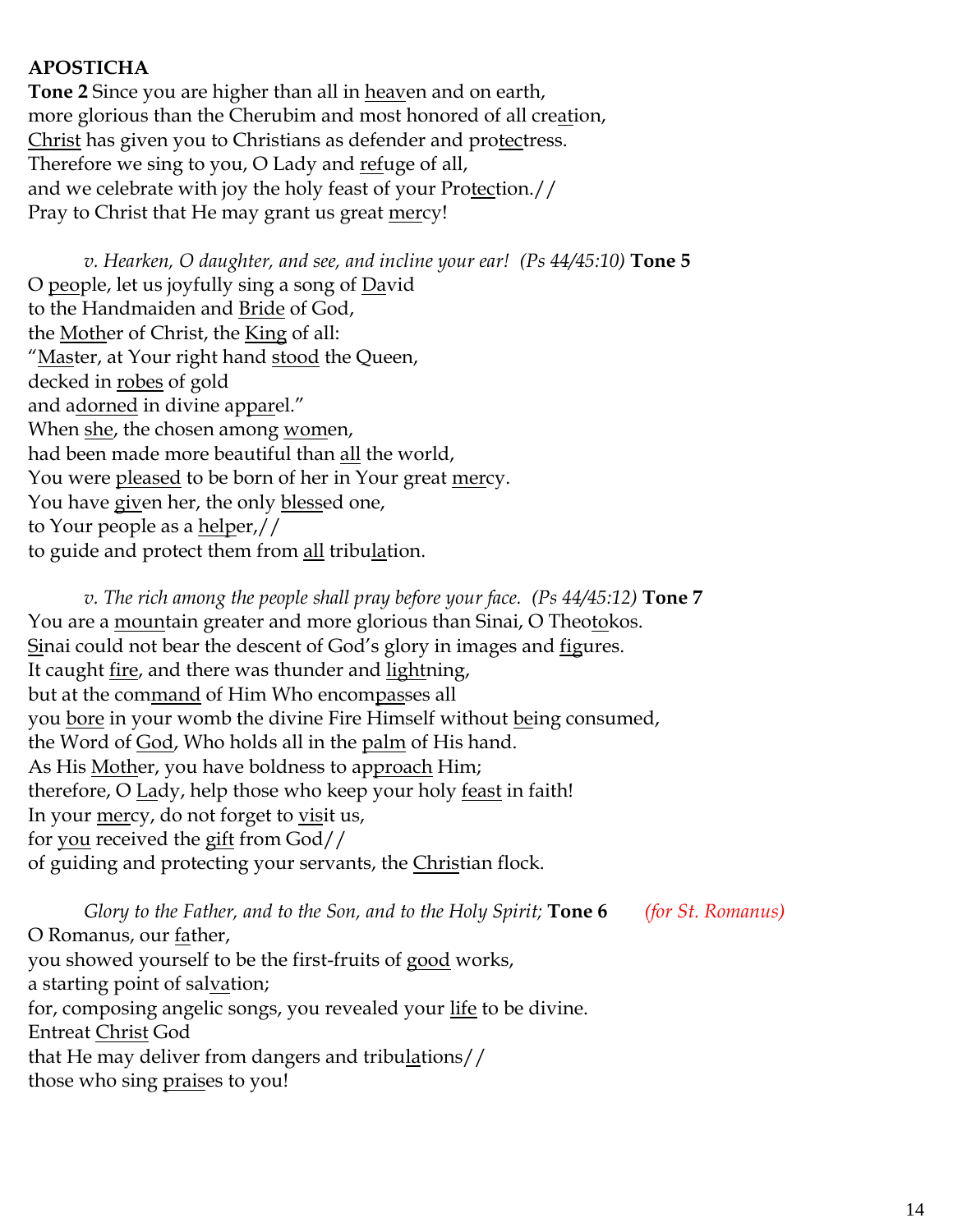**APOSTICHA**

**Tone 2** Since you are higher than all in <u>heav</u>en and on earth,
more glorious than the Cherubim and most honored of all cre<u>at</u>ion,
<u>Christ</u> has given you to Christians as defender and pro<u>tec</u>tress.
Therefore we sing to you, O Lady and <u>ref</u>uge of all,
and we celebrate with joy the holy feast of your Pro<u>tec</u>tion.//
Pray to Christ that He may grant us great <u>mer</u>cy!

*v. Hearken, O daughter, and see, and incline your ear! (Ps 44/45:10)* **Tone 5**

O <u>peo</u>ple, let us joyfully sing a song of <u>Da</u>vid
to the Handmaiden and <u>Bride</u> of God,
the <u>Moth</u>er of Christ, the <u>King</u> of all:
"<u>Mas</u>ter, at Your right hand <u>stood</u> the Queen,
decked in <u>robes</u> of gold
and a<u>dorned</u> in divine ap<u>par</u>el."
When <u>she</u>, the chosen among <u>wom</u>en,
had been made more beautiful than <u>all</u> the world,
You were <u>pleased</u> to be born of her in Your great <u>mer</u>cy.
You have <u>giv</u>en her, the only <u>bless</u>ed one,
to Your people as a <u>help</u>er,//
to guide and protect them from <u>all</u> tribu<u>la</u>tion.

*v. The rich among the people shall pray before your face. (Ps 44/45:12)* **Tone 7**

You are a <u>moun</u>tain greater and more glorious than Sinai, O Theo<u>to</u>kos.
<u>Si</u>nai could not bear the descent of God's glory in images and <u>fig</u>ures.
It caught <u>fire</u>, and there was thunder and <u>light</u>ning,
but at the com<u>mand</u> of Him Who encom<u>pass</u>es all
you <u>bore</u> in your womb the divine Fire Himself without <u>be</u>ing consumed,
the Word of <u>God</u>, Who holds all in the <u>palm</u> of His hand.
As His <u>Moth</u>er, you have boldness to ap<u>proach</u> Him;
therefore, O <u>L</u>ady, help those who keep your holy <u>feast</u> in faith!
In your <u>mer</u>cy, do not forget to <u>vis</u>it us,
for <u>you</u> received the <u>gift</u> from God//
of guiding and protecting your servants, the <u>Chris</u>tian flock.

*Glory to the Father, and to the Son, and to the Holy Spirit;* **Tone 6** *(for St. Romanus)*

O Romanus, our <u>fa</u>ther,
you showed yourself to be the first-fruits of <u>good</u> works,
a starting point of sal<u>va</u>tion;
for, composing angelic songs, you revealed your <u>life</u> to be divine.
Entreat <u>Christ</u> God
that He may deliver from dangers and tribu<u>la</u>tions//
those who sing <u>prais</u>es to you!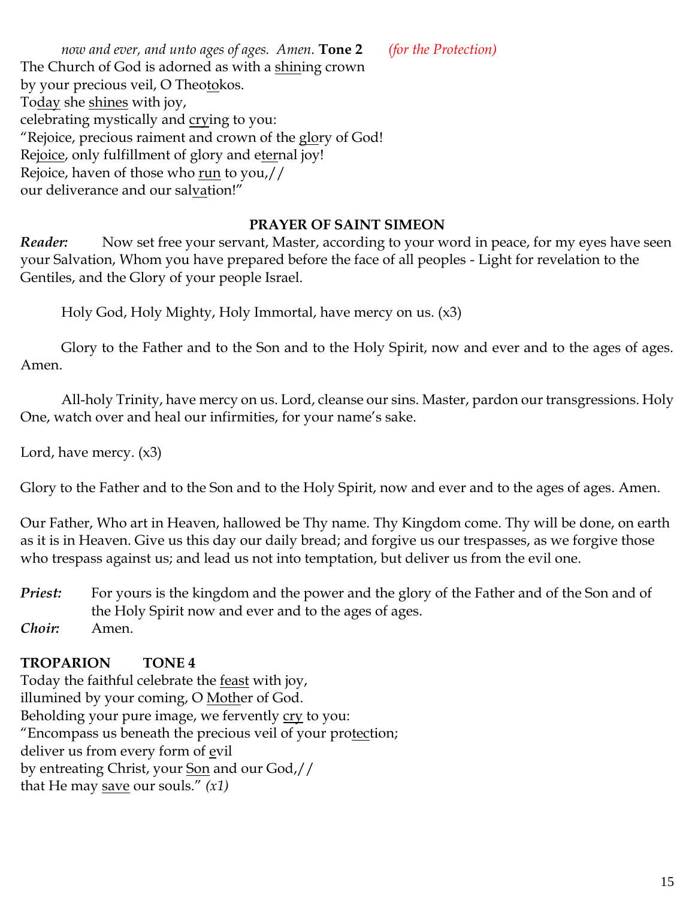*now and ever, and unto ages of ages. Amen.* **Tone 2** *(for the Protection)*
The Church of God is adorned as with a <u>shin</u>ing crown
by your precious veil, O Theo<u>to</u>kos.
To<u>day</u> she <u>shines</u> with joy,
celebrating mystically and <u>cry</u>ing to you:
“Rejoice, precious raiment and crown of the <u>glo</u>ry of God!
Re<u>joice</u>, only fulfillment of glory and e<u>ter</u>nal joy!
Rejoice, haven of those who <u>run</u> to you,//
our deliverance and our sal<u>va</u>tion!”

## PRAYER OF SAINT SIMEON

***Reader:*** Now set free your servant, Master, according to your word in peace, for my eyes have seen your Salvation, Whom you have prepared before the face of all peoples - Light for revelation to the Gentiles, and the Glory of your people Israel.

Holy God, Holy Mighty, Holy Immortal, have mercy on us. (x3)

Glory to the Father and to the Son and to the Holy Spirit, now and ever and to the ages of ages. Amen.

All-holy Trinity, have mercy on us. Lord, cleanse our sins. Master, pardon our transgressions. Holy One, watch over and heal our infirmities, for your name’s sake.

Lord, have mercy. (x3)

Glory to the Father and to the Son and to the Holy Spirit, now and ever and to the ages of ages. Amen.

Our Father, Who art in Heaven, hallowed be Thy name. Thy Kingdom come. Thy will be done, on earth as it is in Heaven. Give us this day our daily bread; and forgive us our trespasses, as we forgive those who trespass against us; and lead us not into temptation, but deliver us from the evil one.

***Priest:*** For yours is the kingdom and the power and the glory of the Father and of the Son and of the Holy Spirit now and ever and to the ages of ages.
***Choir:*** Amen.

**TROPARION TONE 4**
Today the faithful celebrate the <u>feast</u> with joy,
illumined by your coming, O <u>Moth</u>er of God.
Beholding your pure image, we fervently <u>cry</u> to you:
“Encompass us beneath the precious veil of your pro<u>tec</u>tion;
deliver us from every form of <u>e</u>vil
by entreating Christ, your <u>Son</u> and our God,//
that He may <u>save</u> our souls.” *(x1)*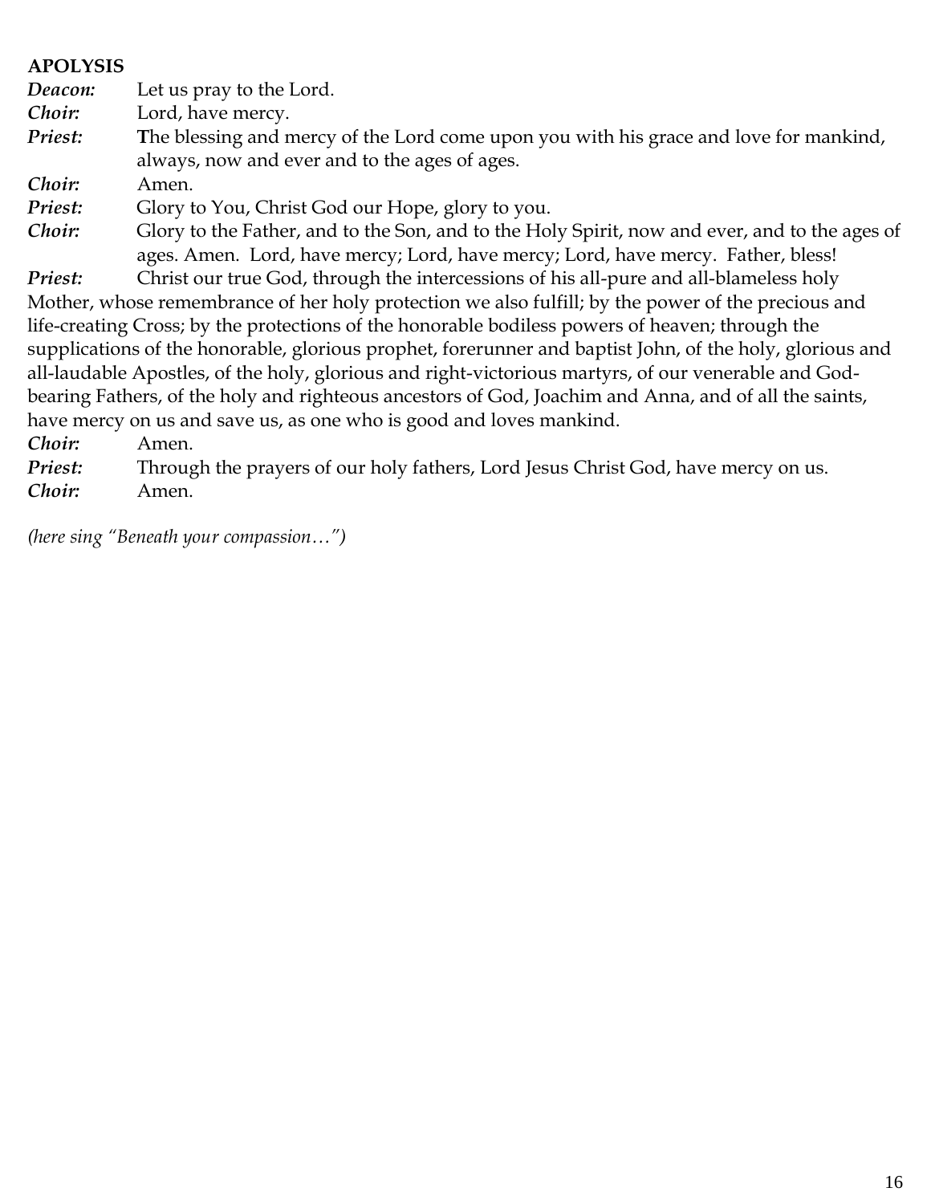**APOLYSIS**

***Deacon:*** Let us pray to the Lord.

***Choir:*** Lord, have mercy.

***Priest:*** **T**he blessing and mercy of the Lord come upon you with his grace and love for mankind, always, now and ever and to the ages of ages.

***Choir:*** Amen.

***Priest:*** Glory to You, Christ God our Hope, glory to you.

***Choir:*** Glory to the Father, and to the Son, and to the Holy Spirit, now and ever, and to the ages of ages. Amen. Lord, have mercy; Lord, have mercy; Lord, have mercy. Father, bless!

***Priest:*** Christ our true God, through the intercessions of his all-pure and all-blameless holy Mother, whose remembrance of her holy protection we also fulfill; by the power of the precious and life-creating Cross; by the protections of the honorable bodiless powers of heaven; through the supplications of the honorable, glorious prophet, forerunner and baptist John, of the holy, glorious and all-laudable Apostles, of the holy, glorious and right-victorious martyrs, of our venerable and God-bearing Fathers, of the holy and righteous ancestors of God, Joachim and Anna, and of all the saints, have mercy on us and save us, as one who is good and loves mankind.

***Choir:*** Amen.

***Priest:*** Through the prayers of our holy fathers, Lord Jesus Christ God, have mercy on us.

***Choir:*** Amen.

*(here sing "Beneath your compassion…")*